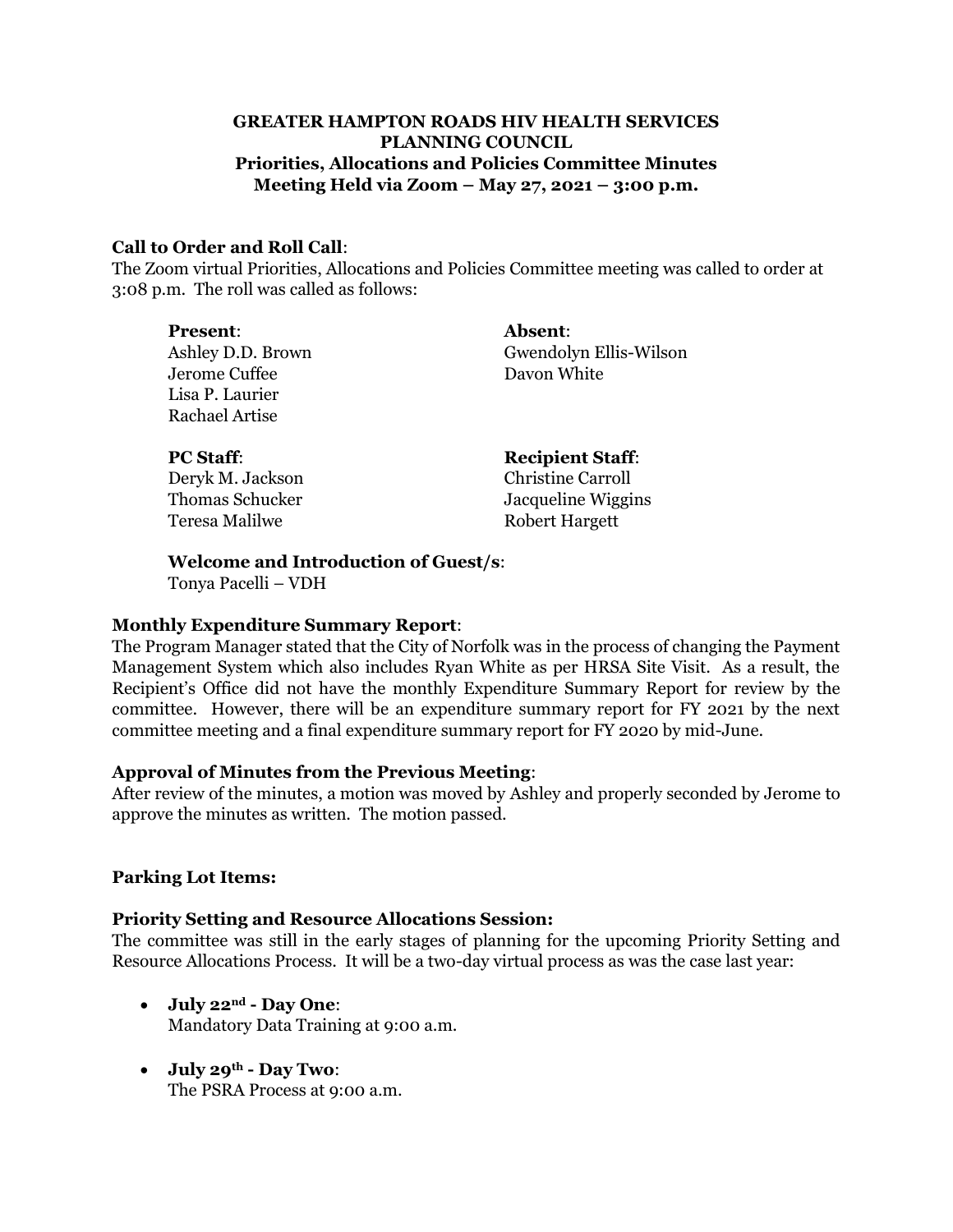# GREATER HAMPTON ROADS HIV HEALTH SERVICES PLANNING COUNCIL

## Priorities, Allocations and Policies Committee Minutes

## Meeting Held via Zoom – May 27, 2021 – 3:00 p.m.

**Call to Order and Roll Call**:

The Zoom virtual Priorities, Allocations and Policies Committee meeting was called to order at 3:08 p.m. The roll was called as follows:

**Present**:
Ashley D.D. Brown
Jerome Cuffee
Lisa P. Laurier
Rachael Artise

**Absent**:
Gwendolyn Ellis-Wilson
Davon White

**PC Staff**:
Deryk M. Jackson
Thomas Schucker
Teresa Malilwe

**Recipient Staff**:
Christine Carroll
Jacqueline Wiggins
Robert Hargett

**Welcome and Introduction of Guest/s**:
Tonya Pacelli – VDH

**Monthly Expenditure Summary Report**:

The Program Manager stated that the City of Norfolk was in the process of changing the Payment Management System which also includes Ryan White as per HRSA Site Visit. As a result, the Recipient's Office did not have the monthly Expenditure Summary Report for review by the committee. However, there will be an expenditure summary report for FY 2021 by the next committee meeting and a final expenditure summary report for FY 2020 by mid-June.

**Approval of Minutes from the Previous Meeting**:

After review of the minutes, a motion was moved by Ashley and properly seconded by Jerome to approve the minutes as written. The motion passed.

**Parking Lot Items:**

**Priority Setting and Resource Allocations Session:**

The committee was still in the early stages of planning for the upcoming Priority Setting and Resource Allocations Process. It will be a two-day virtual process as was the case last year:

- **July 22nd - Day One**:
  Mandatory Data Training at 9:00 a.m.
- **July 29th - Day Two**:
  The PSRA Process at 9:00 a.m.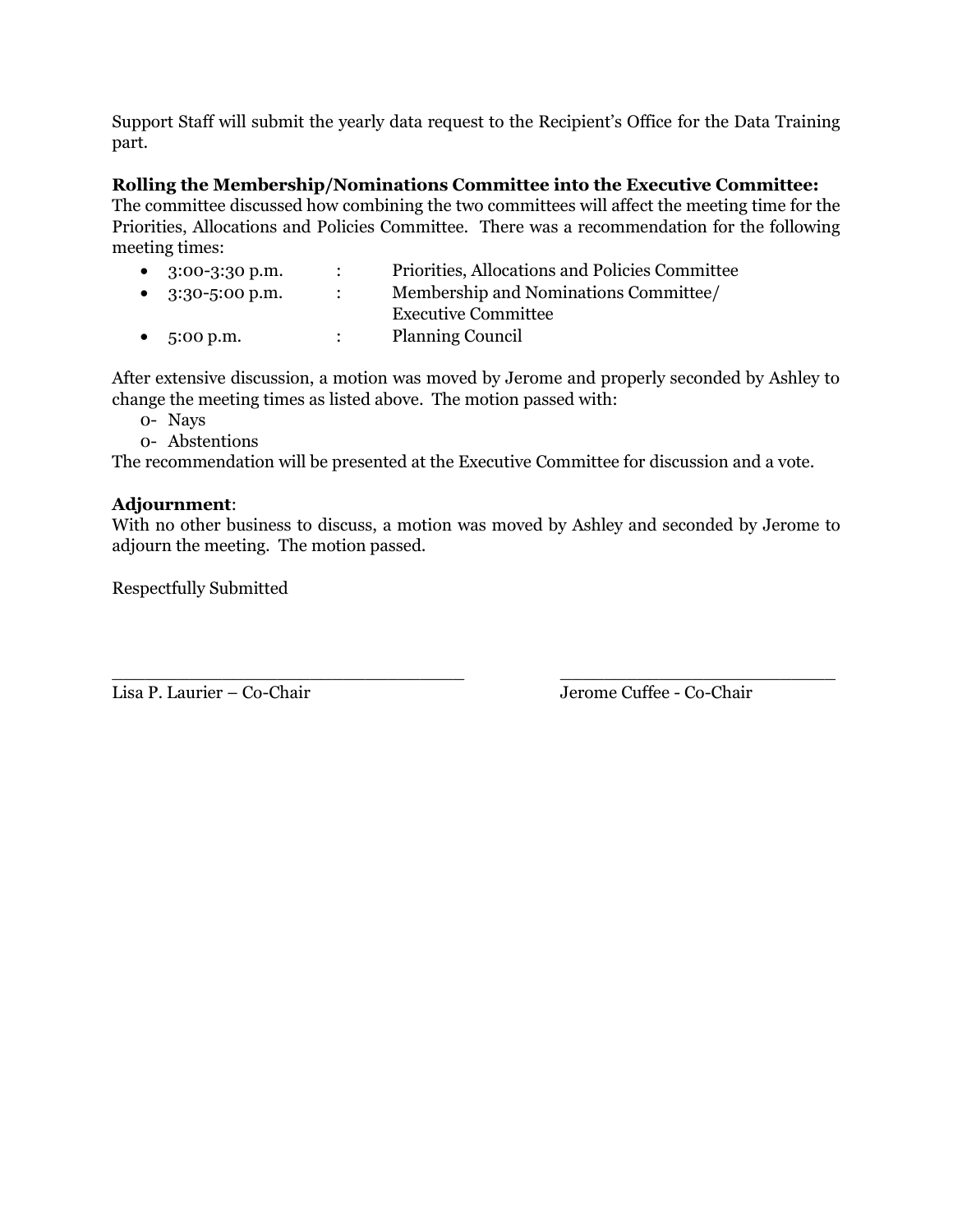Support Staff will submit the yearly data request to the Recipient's Office for the Data Training part.

**Rolling the Membership/Nominations Committee into the Executive Committee:**
The committee discussed how combining the two committees will affect the meeting time for the Priorities, Allocations and Policies Committee. There was a recommendation for the following meeting times:

- 3:00-3:30 p.m. : Priorities, Allocations and Policies Committee
- 3:30-5:00 p.m. : Membership and Nominations Committee/ Executive Committee
- 5:00 p.m. : Planning Council

After extensive discussion, a motion was moved by Jerome and properly seconded by Ashley to change the meeting times as listed above. The motion passed with:

- 0- Nays
- 0- Abstentions

The recommendation will be presented at the Executive Committee for discussion and a vote.

**Adjournment**:
With no other business to discuss, a motion was moved by Ashley and seconded by Jerome to adjourn the meeting. The motion passed.

Respectfully Submitted

\_\_\_\_\_\_\_\_\_\_\_\_\_\_\_\_\_\_\_\_\_\_\_\_\_\_\_\_\_\_\_\_
Lisa P. Laurier – Co-Chair

\_\_\_\_\_\_\_\_\_\_\_\_\_\_\_\_\_\_\_\_\_\_\_\_\_\_\_\_\_\_
Jerome Cuffee - Co-Chair